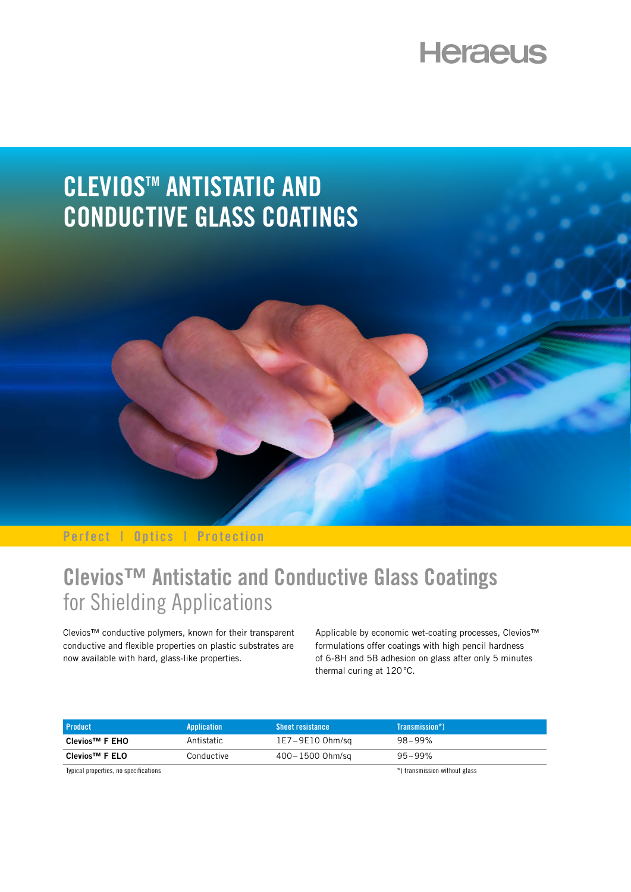Heraeus

# CLEVIOS™ ANTISTATIC AND CONDUCTIVE GLASS COATINGS

Perfect | Optics | Protection

## Clevios™ Antistatic and Conductive Glass Coatings for Shielding Applications

Clevios™ conductive polymers, known for their transparent conductive and flexible properties on plastic substrates are now available with hard, glass-like properties.

Applicable by economic wet-coating processes, Clevios™ formulations offer coatings with high pencil hardness of 6-8H and 5B adhesion on glass after only 5 minutes thermal curing at 120 °C.

| Product | Application | Sheet resistance | Transmission*) |
| --- | --- | --- | --- |
| **Clevios™ F EHO** | Antistatic | 1E7 – 9E10 Ohm/sq | 98 – 99% |
| **Clevios™ F ELO** | Conductive | 400 – 1500 Ohm/sq | 95 – 99% |

Typical properties, no specifications

*) transmission without glass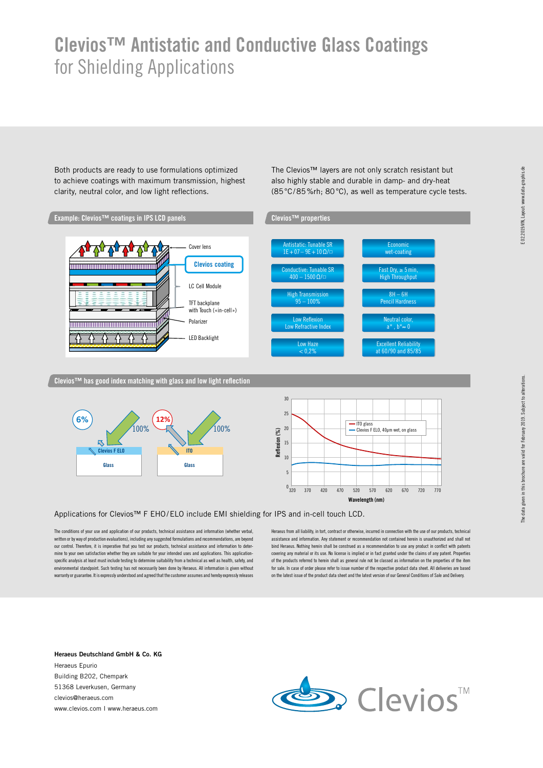# Clevios™ Antistatic and Conductive Glass Coatings
## for Shielding Applications

Both products are ready to use formulations optimized to achieve coatings with maximum transmission, highest clarity, neutral color, and low light reflections.

The Clevios™ layers are not only scratch resistant but also highly stable and durable in damp- and dry-heat (85 °C/85 %rh; 80 °C), as well as temperature cycle tests.

### Example: Clevios™ coatings in IPS LCD panels

Cover lens

Clevios coating

LC Cell Module

TFT backplane
with Touch («in-cell»)

Polarizer

LED Backlight

### Clevios™ properties

- Antistatic: Tunable SR 1E + 07 – 9E + 10 Ω/□
- Economic wet-coating
- Conductive: Tunable SR 400 – 1500 Ω/□
- Fast Dry, ≥ 5 min, High Throughput
- High Transmission 95 – 100%
- 8H – 6H Pencil Hardness
- Low Reflexion Low Refractive Index
- Neutral color, a\*, b\* ≈ 0
- Low Haze < 0,2%
- Excellent Reliability at 60/90 and 85/85

### Clevios™ has good index matching with glass and low light reflection

6%
100%
Clevios F ELO
Glass

12%
100%
ITO
Glass

Reflexion (%)
30
25
20
15
10
5
0
320 370 420 470 520 570 620 670 720 770
Wavelength (nm)

ITO glass
Clevios F ELO, 40µm wet, on glass

Applications for Clevios™ F EHO/ELO include EMI shielding for IPS and in-cell touch LCD.

The conditions of your use and application of our products, technical assistance and information (whether verbal, written or by way of production evaluations), including any suggested formulations and recommendations, are beyond our control. Therefore, it is imperative that you test our products, technical assistance and information to determine to your own satisfaction whether they are suitable for your intended uses and applications. This application-specific analysis at least must include testing to determine suitability from a technical as well as health, safety, and environmental standpoint. Such testing has not necessarily been done by Heraeus. All information is given without warranty or guarantee. It is expressly understood and agreed that the customer assumes and hereby expressly releases Heraeus from all liability, in tort, contract or otherwise, incurred in connection with the use of our products, technical assistance and information. Any statement or recommendation not contained herein is unauthorized and shall not bind Heraeus. Nothing herein shall be construed as a recommendation to use any product in conflict with patents covering any material or its use. No license is implied or in fact granted under the claims of any patent. Properties of the products referred to herein shall as general rule not be classed as information on the properties of the item for sale. In case of order please refer to issue number of the respective product data sheet. All deliveries are based on the latest issue of the product data sheet and the latest version of our General Conditions of Sale and Delivery.

**Heraeus Deutschland GmbH & Co. KG**
Heraeus Epurio
Building B202, Chempark
51368 Leverkusen, Germany
clevios@heraeus.com
www.clevios.com I www.heraeus.com

Clevios™

E 02.2019/VN, Layout: www.data-graphis.de

The data given in this brochure are valid for February 2019. Subject to alterations.